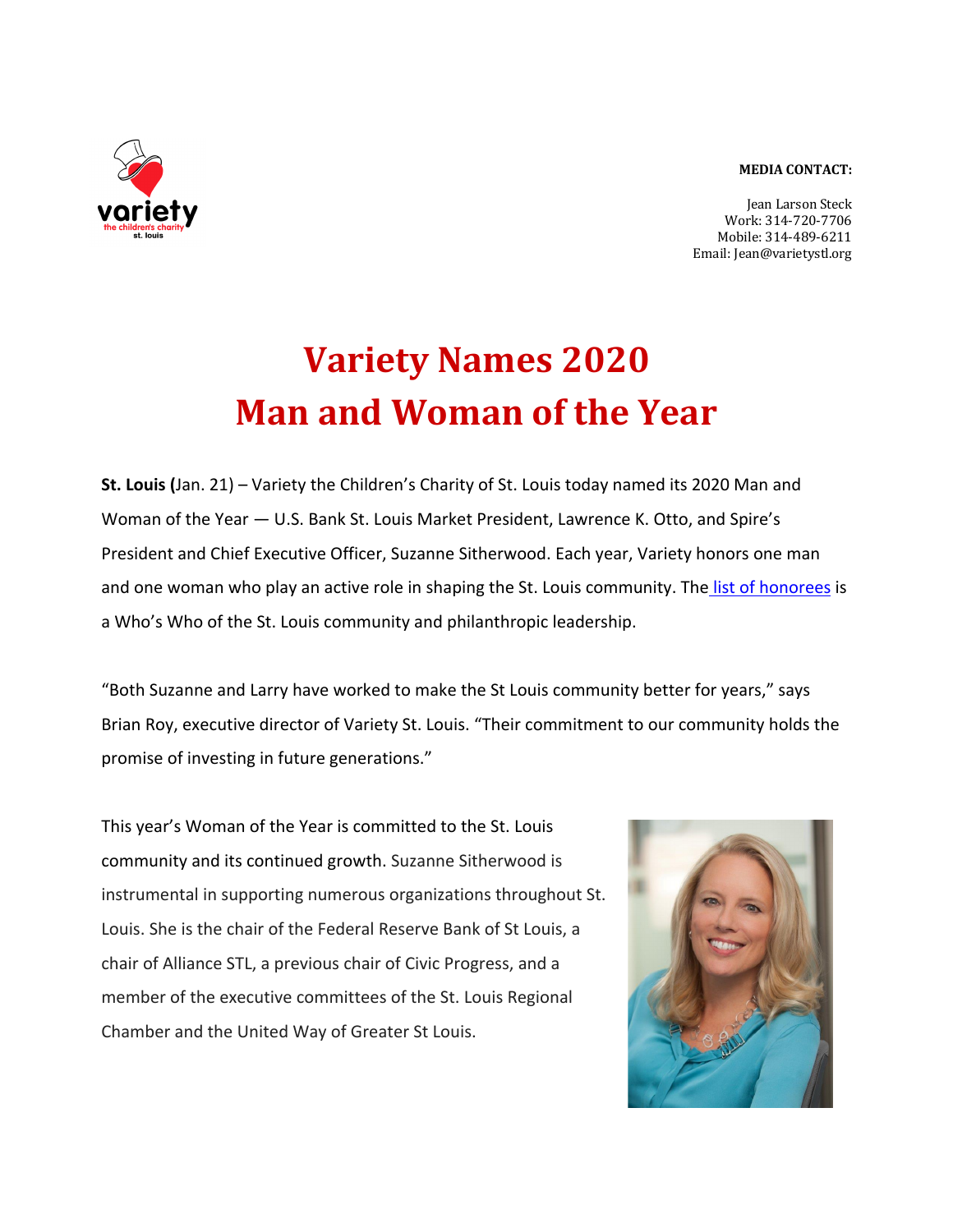**MEDIA CONTACT:**

Jean Larson Steck
Work: 314-720-7706
Mobile: 314-489-6211
Email: Jean@varietystl.org

# Variety Names 2020 Man and Woman of the Year

**St. Louis (**Jan. 21) – Variety the Children's Charity of St. Louis today named its 2020 Man and Woman of the Year — U.S. Bank St. Louis Market President, Lawrence K. Otto, and Spire's President and Chief Executive Officer, Suzanne Sitherwood. Each year, Variety honors one man and one woman who play an active role in shaping the St. Louis community. The list of honorees is a Who's Who of the St. Louis community and philanthropic leadership.

"Both Suzanne and Larry have worked to make the St Louis community better for years," says Brian Roy, executive director of Variety St. Louis. "Their commitment to our community holds the promise of investing in future generations."

This year's Woman of the Year is committed to the St. Louis community and its continued growth. Suzanne Sitherwood is instrumental in supporting numerous organizations throughout St. Louis. She is the chair of the Federal Reserve Bank of St Louis, a chair of Alliance STL, a previous chair of Civic Progress, and a member of the executive committees of the St. Louis Regional Chamber and the United Way of Greater St Louis.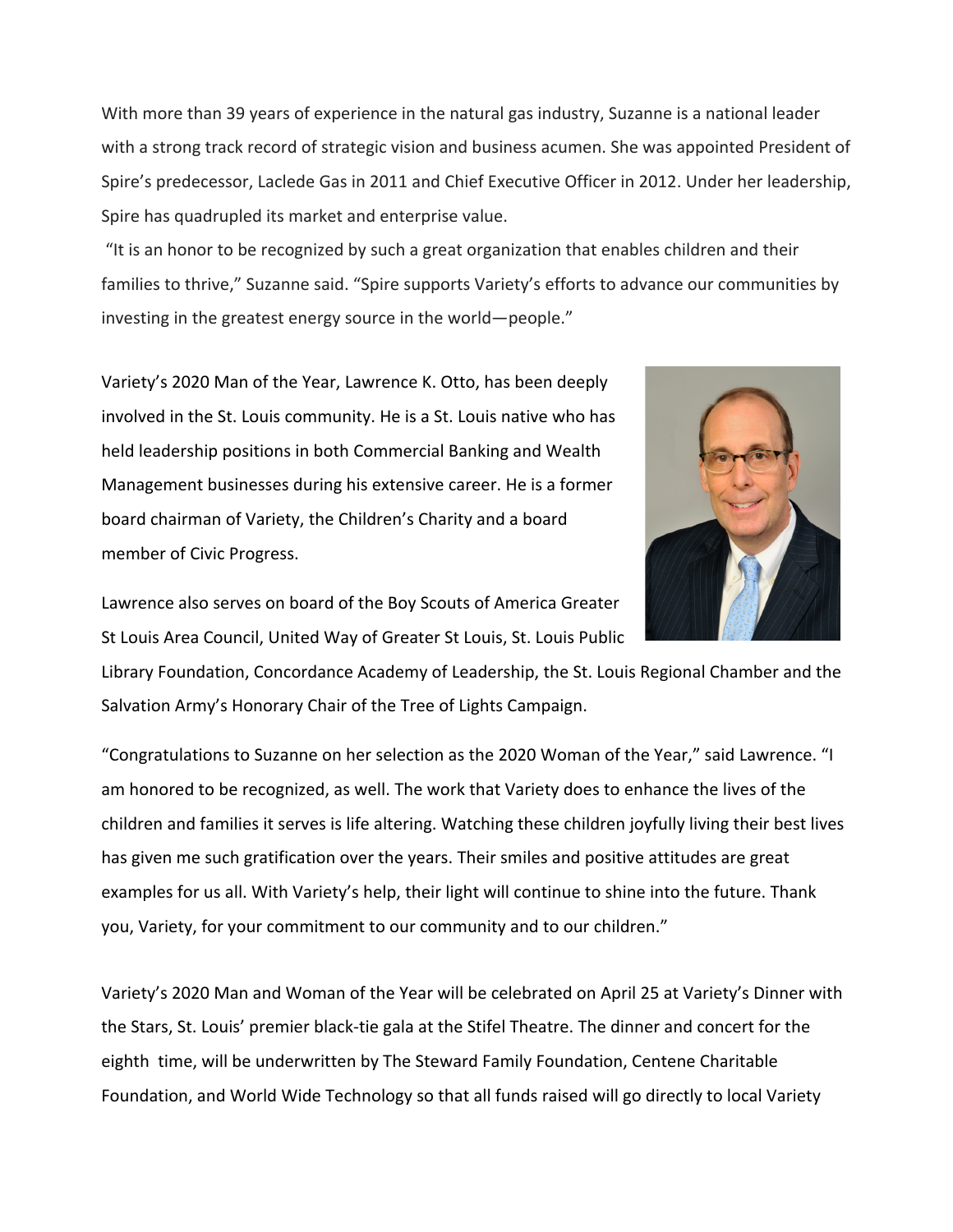With more than 39 years of experience in the natural gas industry, Suzanne is a national leader with a strong track record of strategic vision and business acumen. She was appointed President of Spire's predecessor, Laclede Gas in 2011 and Chief Executive Officer in 2012. Under her leadership, Spire has quadrupled its market and enterprise value.

"It is an honor to be recognized by such a great organization that enables children and their families to thrive," Suzanne said. "Spire supports Variety's efforts to advance our communities by investing in the greatest energy source in the world—people."

Variety's 2020 Man of the Year, Lawrence K. Otto, has been deeply involved in the St. Louis community. He is a St. Louis native who has held leadership positions in both Commercial Banking and Wealth Management businesses during his extensive career. He is a former board chairman of Variety, the Children's Charity and a board member of Civic Progress.

Lawrence also serves on board of the Boy Scouts of America Greater St Louis Area Council, United Way of Greater St Louis, St. Louis Public Library Foundation, Concordance Academy of Leadership, the St. Louis Regional Chamber and the Salvation Army's Honorary Chair of the Tree of Lights Campaign.

"Congratulations to Suzanne on her selection as the 2020 Woman of the Year," said Lawrence. "I am honored to be recognized, as well. The work that Variety does to enhance the lives of the children and families it serves is life altering. Watching these children joyfully living their best lives has given me such gratification over the years. Their smiles and positive attitudes are great examples for us all. With Variety's help, their light will continue to shine into the future. Thank you, Variety, for your commitment to our community and to our children."

Variety's 2020 Man and Woman of the Year will be celebrated on April 25 at Variety's Dinner with the Stars, St. Louis' premier black-tie gala at the Stifel Theatre. The dinner and concert for the eighth time, will be underwritten by The Steward Family Foundation, Centene Charitable Foundation, and World Wide Technology so that all funds raised will go directly to local Variety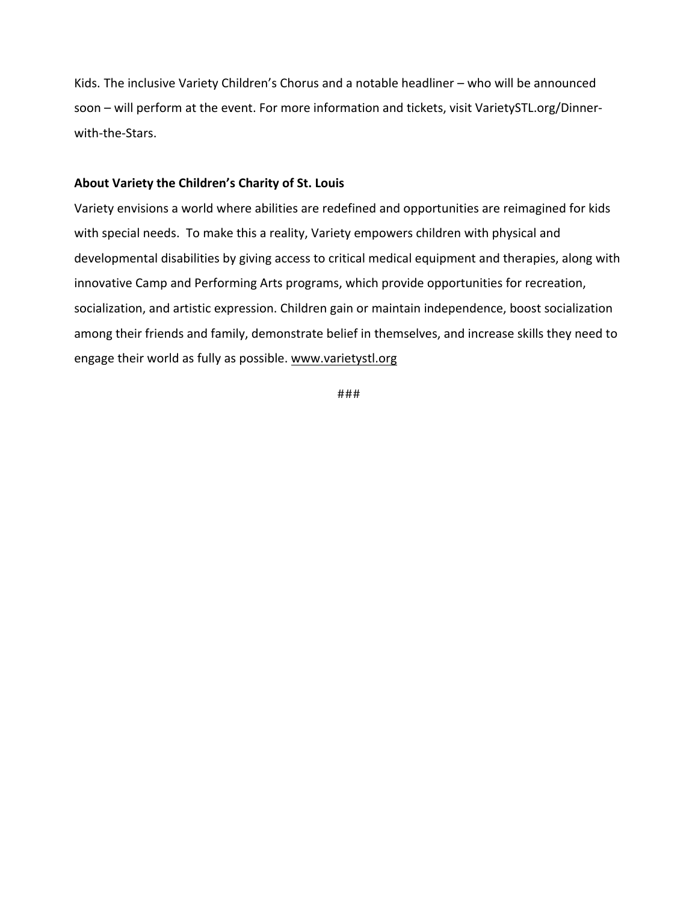Kids. The inclusive Variety Children's Chorus and a notable headliner – who will be announced soon – will perform at the event. For more information and tickets, visit VarietySTL.org/Dinner-with-the-Stars.

**About Variety the Children's Charity of St. Louis**

Variety envisions a world where abilities are redefined and opportunities are reimagined for kids with special needs. To make this a reality, Variety empowers children with physical and developmental disabilities by giving access to critical medical equipment and therapies, along with innovative Camp and Performing Arts programs, which provide opportunities for recreation, socialization, and artistic expression. Children gain or maintain independence, boost socialization among their friends and family, demonstrate belief in themselves, and increase skills they need to engage their world as fully as possible. www.varietystl.org

###